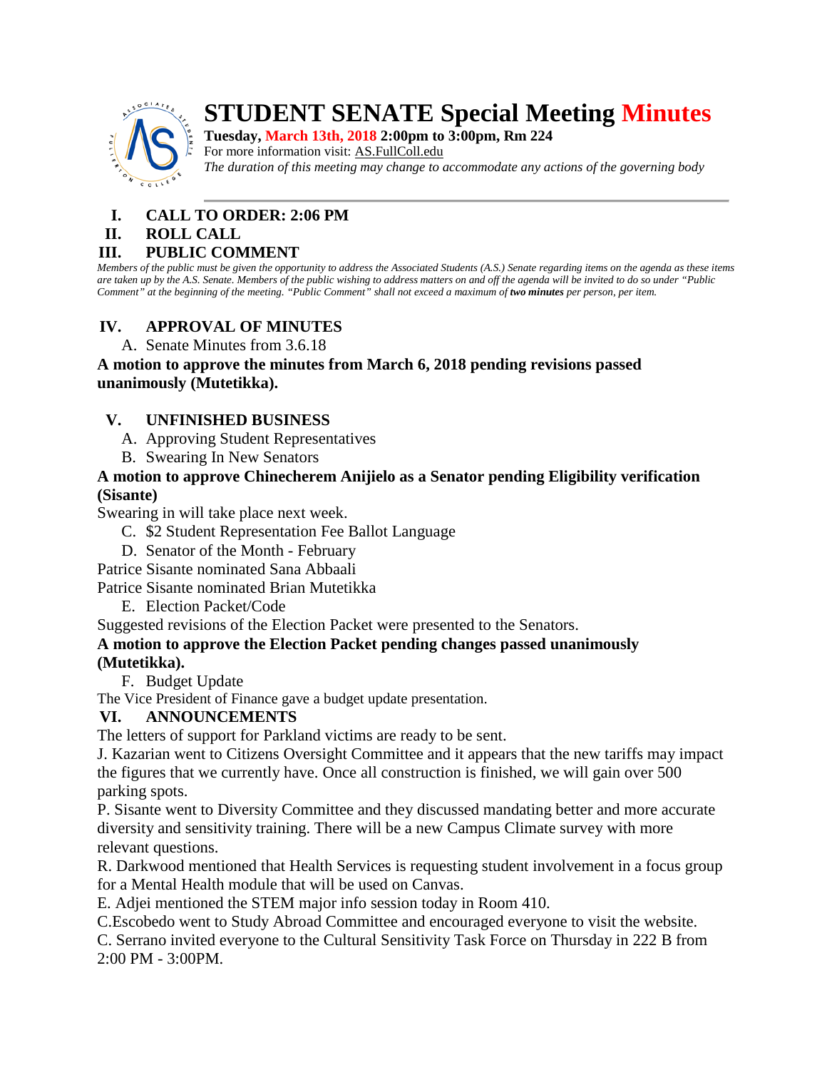# STUDENT SENATE Special Meeting Minutes

**Tuesday, March 13th, 2018 2:00pm to 3:00pm, Rm 224**

For more information visit: AS.FullColl.edu

*The duration of this meeting may change to accommodate any actions of the governing body*

---

## I. CALL TO ORDER: 2:06 PM

## II. ROLL CALL

## III. PUBLIC COMMENT

*Members of the public must be given the opportunity to address the Associated Students (A.S.) Senate regarding items on the agenda as these items are taken up by the A.S. Senate. Members of the public wishing to address matters on and off the agenda will be invited to do so under "Public Comment" at the beginning of the meeting. "Public Comment" shall not exceed a maximum of **two minutes** per person, per item.*

## IV. APPROVAL OF MINUTES

A. Senate Minutes from 3.6.18

**A motion to approve the minutes from March 6, 2018 pending revisions passed unanimously (Mutetikka).**

## V. UNFINISHED BUSINESS

A. Approving Student Representatives

B. Swearing In New Senators

**A motion to approve Chinecherem Anijielo as a Senator pending Eligibility verification (Sisante)**

Swearing in will take place next week.

C. $2 Student Representation Fee Ballot Language

D. Senator of the Month - February

Patrice Sisante nominated Sana Abbaali

Patrice Sisante nominated Brian Mutetikka

E. Election Packet/Code

Suggested revisions of the Election Packet were presented to the Senators.

**A motion to approve the Election Packet pending changes passed unanimously (Mutetikka).**

F. Budget Update

The Vice President of Finance gave a budget update presentation.

## VI. ANNOUNCEMENTS

The letters of support for Parkland victims are ready to be sent.

J. Kazarian went to Citizens Oversight Committee and it appears that the new tariffs may impact the figures that we currently have. Once all construction is finished, we will gain over 500 parking spots.

P. Sisante went to Diversity Committee and they discussed mandating better and more accurate diversity and sensitivity training. There will be a new Campus Climate survey with more relevant questions.

R. Darkwood mentioned that Health Services is requesting student involvement in a focus group for a Mental Health module that will be used on Canvas.

E. Adjei mentioned the STEM major info session today in Room 410.

C.Escobedo went to Study Abroad Committee and encouraged everyone to visit the website.

C. Serrano invited everyone to the Cultural Sensitivity Task Force on Thursday in 222 B from 2:00 PM - 3:00PM.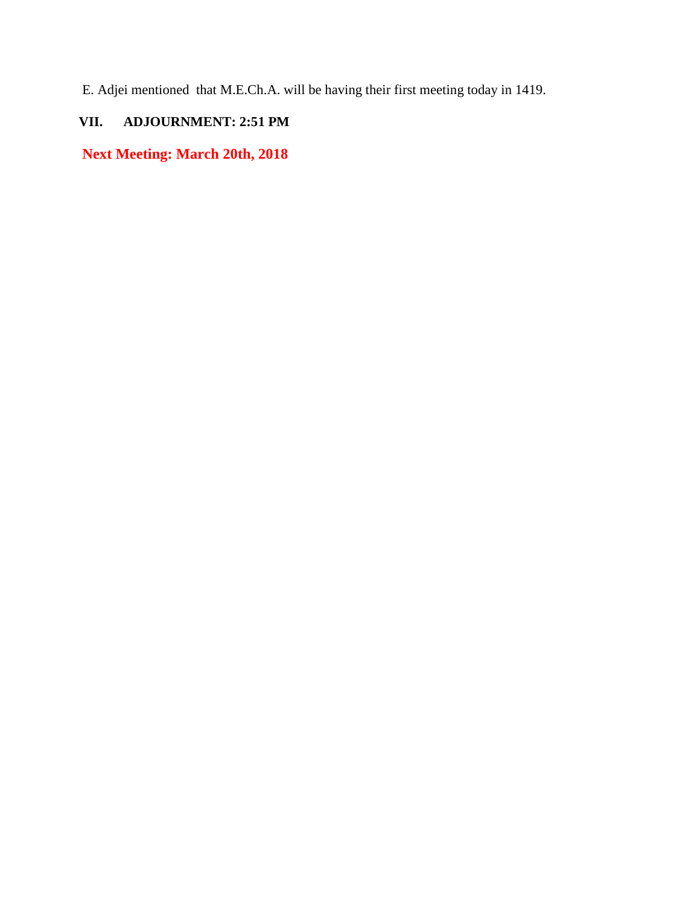E. Adjei mentioned that M.E.Ch.A. will be having their first meeting today in 1419.

## VII. ADJOURNMENT: 2:51 PM

**Next Meeting: March 20th, 2018**